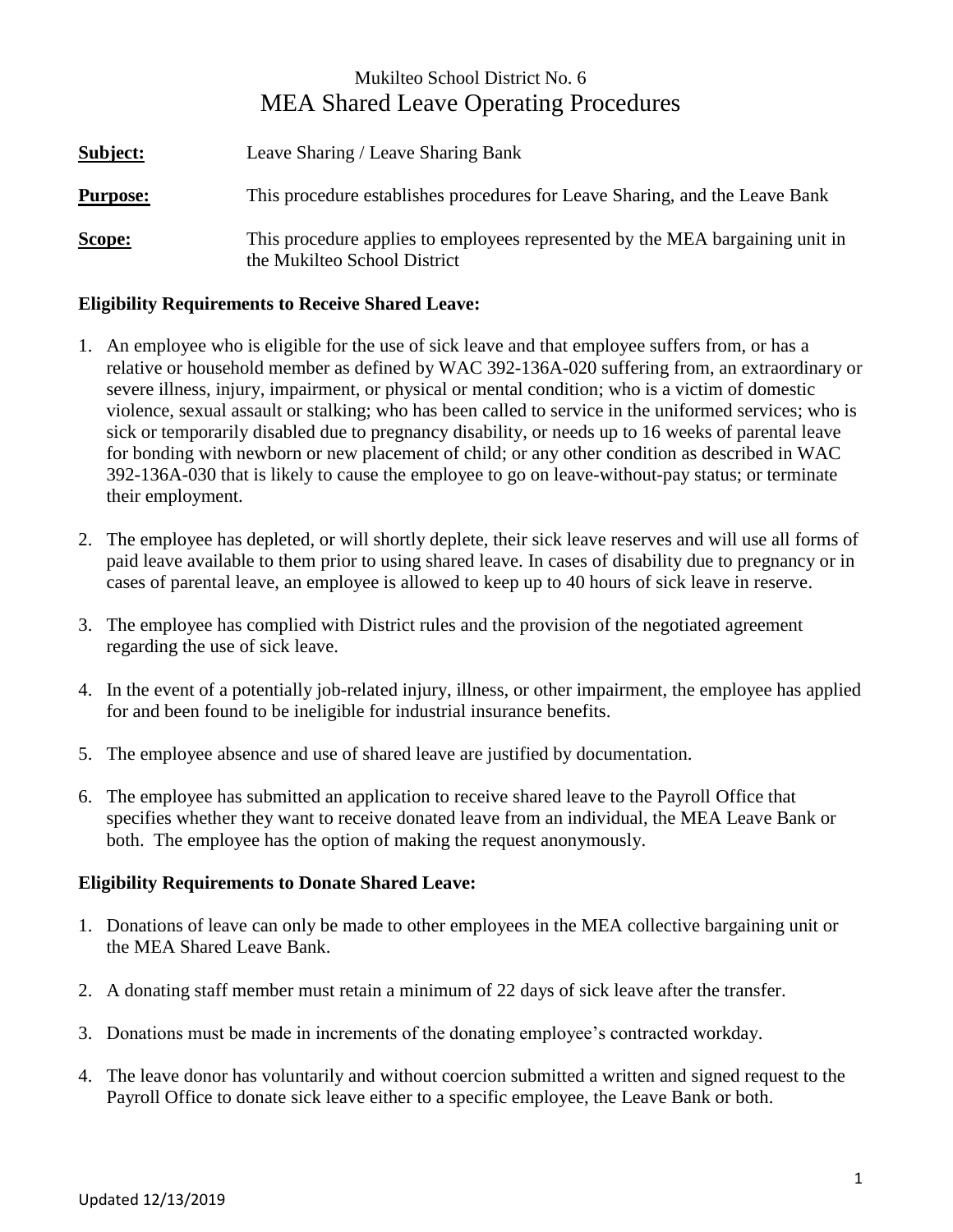Mukilteo School District No. 6

# MEA Shared Leave Operating Procedures

**Subject:** Leave Sharing / Leave Sharing Bank

**Purpose:** This procedure establishes procedures for Leave Sharing, and the Leave Bank

**Scope:** This procedure applies to employees represented by the MEA bargaining unit in the Mukilteo School District

## Eligibility Requirements to Receive Shared Leave:

1. An employee who is eligible for the use of sick leave and that employee suffers from, or has a relative or household member as defined by WAC 392-136A-020 suffering from, an extraordinary or severe illness, injury, impairment, or physical or mental condition; who is a victim of domestic violence, sexual assault or stalking; who has been called to service in the uniformed services; who is sick or temporarily disabled due to pregnancy disability, or needs up to 16 weeks of parental leave for bonding with newborn or new placement of child; or any other condition as described in WAC 392-136A-030 that is likely to cause the employee to go on leave-without-pay status; or terminate their employment.
2. The employee has depleted, or will shortly deplete, their sick leave reserves and will use all forms of paid leave available to them prior to using shared leave. In cases of disability due to pregnancy or in cases of parental leave, an employee is allowed to keep up to 40 hours of sick leave in reserve.
3. The employee has complied with District rules and the provision of the negotiated agreement regarding the use of sick leave.
4. In the event of a potentially job-related injury, illness, or other impairment, the employee has applied for and been found to be ineligible for industrial insurance benefits.
5. The employee absence and use of shared leave are justified by documentation.
6. The employee has submitted an application to receive shared leave to the Payroll Office that specifies whether they want to receive donated leave from an individual, the MEA Leave Bank or both. The employee has the option of making the request anonymously.

## Eligibility Requirements to Donate Shared Leave:

1. Donations of leave can only be made to other employees in the MEA collective bargaining unit or the MEA Shared Leave Bank.
2. A donating staff member must retain a minimum of 22 days of sick leave after the transfer.
3. Donations must be made in increments of the donating employee's contracted workday.
4. The leave donor has voluntarily and without coercion submitted a written and signed request to the Payroll Office to donate sick leave either to a specific employee, the Leave Bank or both.

Updated 12/13/2019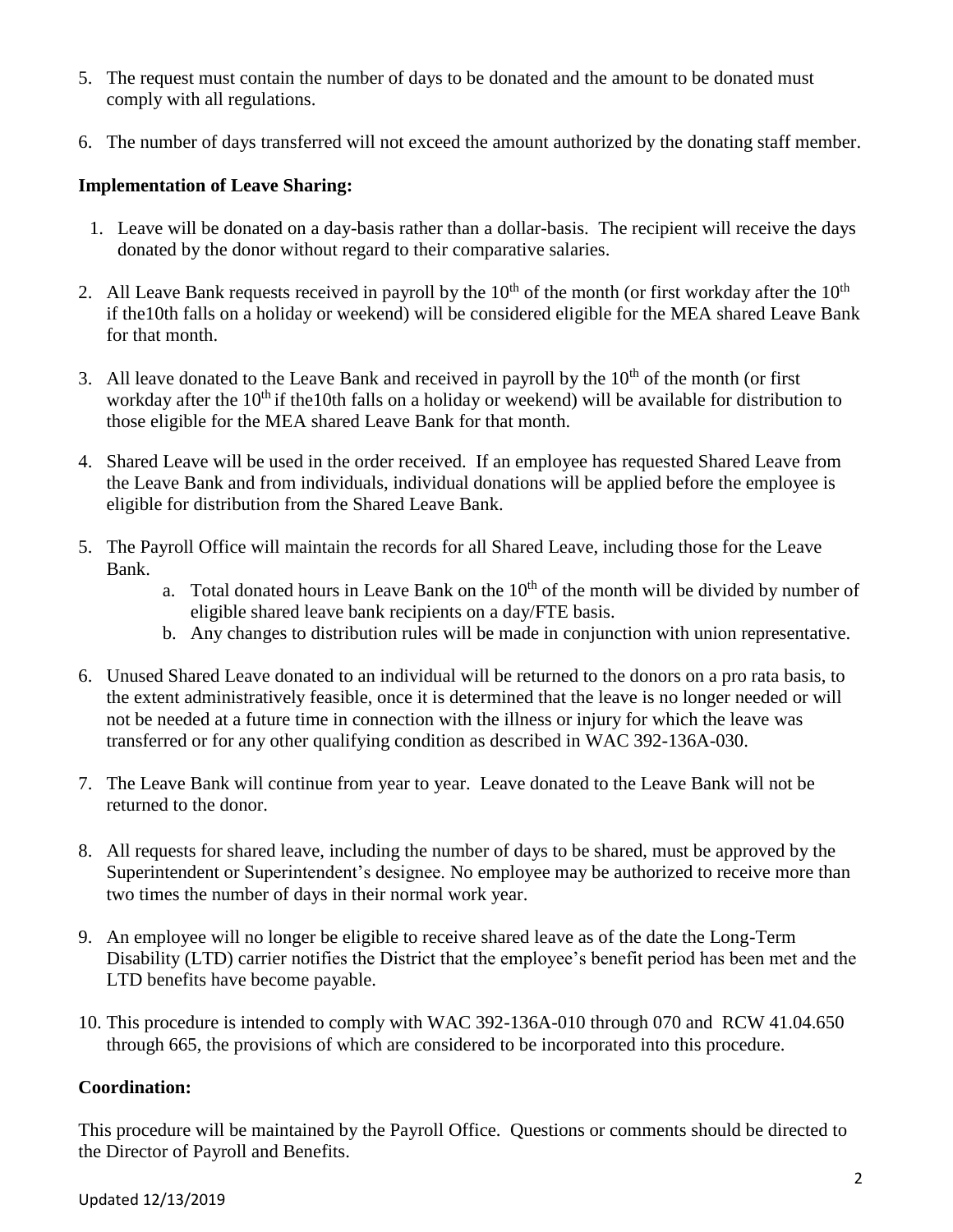5. The request must contain the number of days to be donated and the amount to be donated must comply with all regulations.

6. The number of days transferred will not exceed the amount authorized by the donating staff member.

**Implementation of Leave Sharing:**

1. Leave will be donated on a day-basis rather than a dollar-basis. The recipient will receive the days donated by the donor without regard to their comparative salaries.

2. All Leave Bank requests received in payroll by the 10th of the month (or first workday after the 10th if the10th falls on a holiday or weekend) will be considered eligible for the MEA shared Leave Bank for that month.

3. All leave donated to the Leave Bank and received in payroll by the 10th of the month (or first workday after the 10th if the10th falls on a holiday or weekend) will be available for distribution to those eligible for the MEA shared Leave Bank for that month.

4. Shared Leave will be used in the order received. If an employee has requested Shared Leave from the Leave Bank and from individuals, individual donations will be applied before the employee is eligible for distribution from the Shared Leave Bank.

5. The Payroll Office will maintain the records for all Shared Leave, including those for the Leave Bank.
   a. Total donated hours in Leave Bank on the 10th of the month will be divided by number of eligible shared leave bank recipients on a day/FTE basis.
   b. Any changes to distribution rules will be made in conjunction with union representative.

6. Unused Shared Leave donated to an individual will be returned to the donors on a pro rata basis, to the extent administratively feasible, once it is determined that the leave is no longer needed or will not be needed at a future time in connection with the illness or injury for which the leave was transferred or for any other qualifying condition as described in WAC 392-136A-030.

7. The Leave Bank will continue from year to year. Leave donated to the Leave Bank will not be returned to the donor.

8. All requests for shared leave, including the number of days to be shared, must be approved by the Superintendent or Superintendent's designee. No employee may be authorized to receive more than two times the number of days in their normal work year.

9. An employee will no longer be eligible to receive shared leave as of the date the Long-Term Disability (LTD) carrier notifies the District that the employee's benefit period has been met and the LTD benefits have become payable.

10. This procedure is intended to comply with WAC 392-136A-010 through 070 and RCW 41.04.650 through 665, the provisions of which are considered to be incorporated into this procedure.

**Coordination:**

This procedure will be maintained by the Payroll Office. Questions or comments should be directed to the Director of Payroll and Benefits.

Updated 12/13/2019